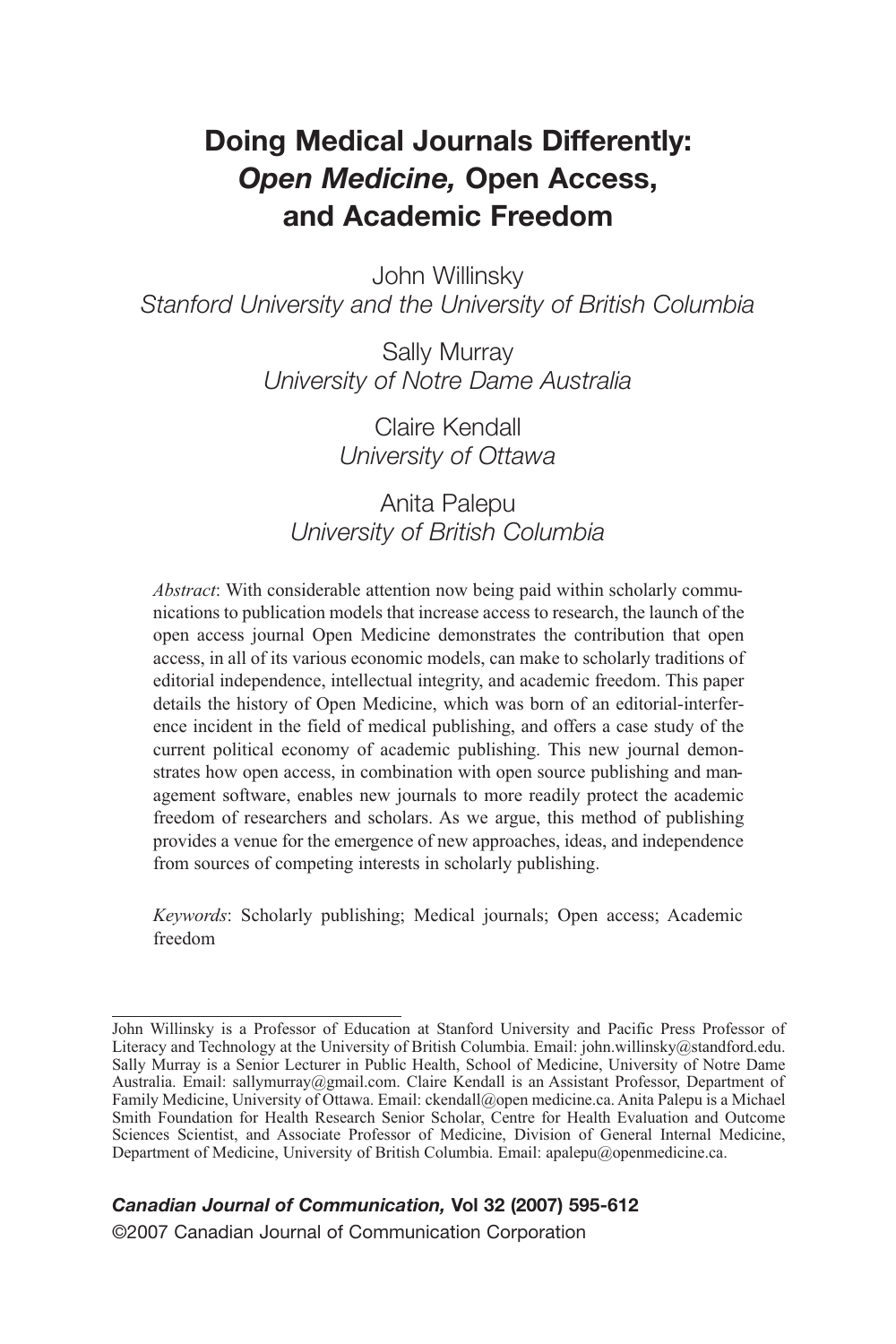# Doing Medical Journals Differently: *Open Medicine,* Open Access, and Academic Freedom

John Willinsky
*Stanford University and the University of British Columbia*

Sally Murray
*University of Notre Dame Australia*

Claire Kendall
*University of Ottawa*

Anita Palepu
*University of British Columbia*

*Abstract*: With considerable attention now being paid within scholarly communications to publication models that increase access to research, the launch of the open access journal Open Medicine demonstrates the contribution that open access, in all of its various economic models, can make to scholarly traditions of editorial independence, intellectual integrity, and academic freedom. This paper details the history of Open Medicine, which was born of an editorial-interference incident in the field of medical publishing, and offers a case study of the current political economy of academic publishing. This new journal demonstrates how open access, in combination with open source publishing and management software, enables new journals to more readily protect the academic freedom of researchers and scholars. As we argue, this method of publishing provides a venue for the emergence of new approaches, ideas, and independence from sources of competing interests in scholarly publishing.

*Keywords*: Scholarly publishing; Medical journals; Open access; Academic freedom

---

John Willinsky is a Professor of Education at Stanford University and Pacific Press Professor of Literacy and Technology at the University of British Columbia. Email: john.willinsky@standford.edu. Sally Murray is a Senior Lecturer in Public Health, School of Medicine, University of Notre Dame Australia. Email: sallymurray@gmail.com. Claire Kendall is an Assistant Professor, Department of Family Medicine, University of Ottawa. Email: ckendall@open medicine.ca. Anita Palepu is a Michael Smith Foundation for Health Research Senior Scholar, Centre for Health Evaluation and Outcome Sciences Scientist, and Associate Professor of Medicine, Division of General Internal Medicine, Department of Medicine, University of British Columbia. Email: apalepu@openmedicine.ca.

***Canadian Journal of Communication,* Vol 32 (2007) 595-612**
©2007 Canadian Journal of Communication Corporation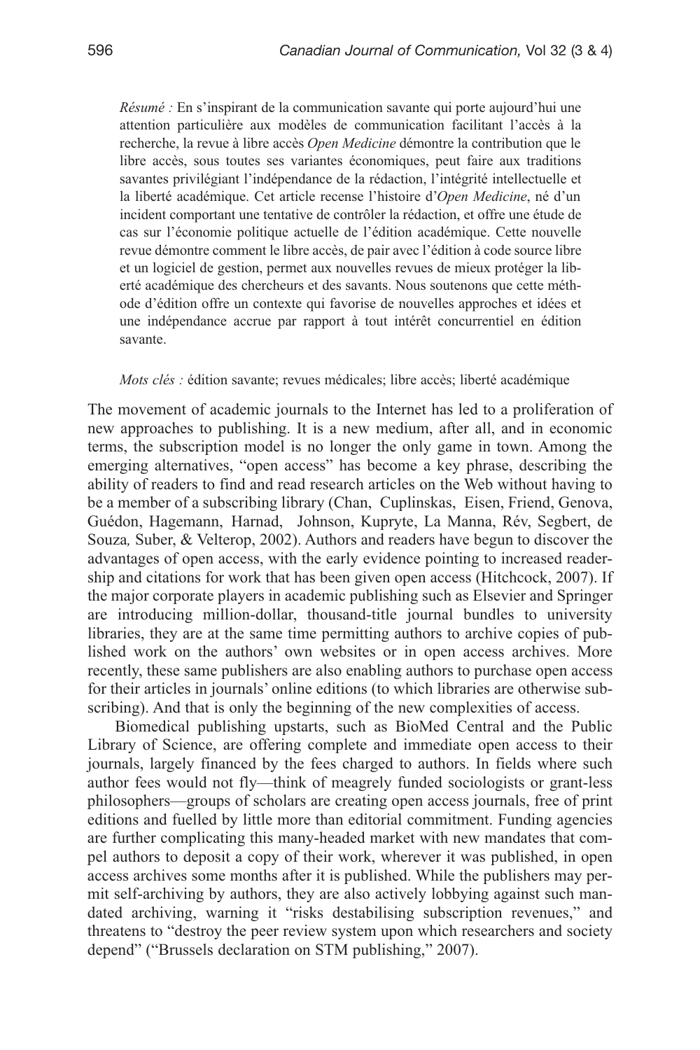*Résumé :* En s'inspirant de la communication savante qui porte aujourd'hui une attention particulière aux modèles de communication facilitant l'accès à la recherche, la revue à libre accès *Open Medicine* démontre la contribution que le libre accès, sous toutes ses variantes économiques, peut faire aux traditions savantes privilégiant l'indépendance de la rédaction, l'intégrité intellectuelle et la liberté académique. Cet article recense l'histoire d'*Open Medicine*, né d'un incident comportant une tentative de contrôler la rédaction, et offre une étude de cas sur l'économie politique actuelle de l'édition académique. Cette nouvelle revue démontre comment le libre accès, de pair avec l'édition à code source libre et un logiciel de gestion, permet aux nouvelles revues de mieux protéger la liberté académique des chercheurs et des savants. Nous soutenons que cette méthode d'édition offre un contexte qui favorise de nouvelles approches et idées et une indépendance accrue par rapport à tout intérêt concurrentiel en édition savante.

*Mots clés :* édition savante; revues médicales; libre accès; liberté académique

The movement of academic journals to the Internet has led to a proliferation of new approaches to publishing. It is a new medium, after all, and in economic terms, the subscription model is no longer the only game in town. Among the emerging alternatives, "open access" has become a key phrase, describing the ability of readers to find and read research articles on the Web without having to be a member of a subscribing library (Chan, Cuplinskas, Eisen, Friend, Genova, Guédon, Hagemann, Harnad, Johnson, Kupryte, La Manna, Rév, Segbert, de Souza, Suber, & Velterop, 2002). Authors and readers have begun to discover the advantages of open access, with the early evidence pointing to increased readership and citations for work that has been given open access (Hitchcock, 2007). If the major corporate players in academic publishing such as Elsevier and Springer are introducing million-dollar, thousand-title journal bundles to university libraries, they are at the same time permitting authors to archive copies of published work on the authors' own websites or in open access archives. More recently, these same publishers are also enabling authors to purchase open access for their articles in journals' online editions (to which libraries are otherwise subscribing). And that is only the beginning of the new complexities of access.

Biomedical publishing upstarts, such as BioMed Central and the Public Library of Science, are offering complete and immediate open access to their journals, largely financed by the fees charged to authors. In fields where such author fees would not fly—think of meagrely funded sociologists or grant-less philosophers—groups of scholars are creating open access journals, free of print editions and fuelled by little more than editorial commitment. Funding agencies are further complicating this many-headed market with new mandates that compel authors to deposit a copy of their work, wherever it was published, in open access archives some months after it is published. While the publishers may permit self-archiving by authors, they are also actively lobbying against such mandated archiving, warning it "risks destabilising subscription revenues," and threatens to "destroy the peer review system upon which researchers and society depend" ("Brussels declaration on STM publishing," 2007).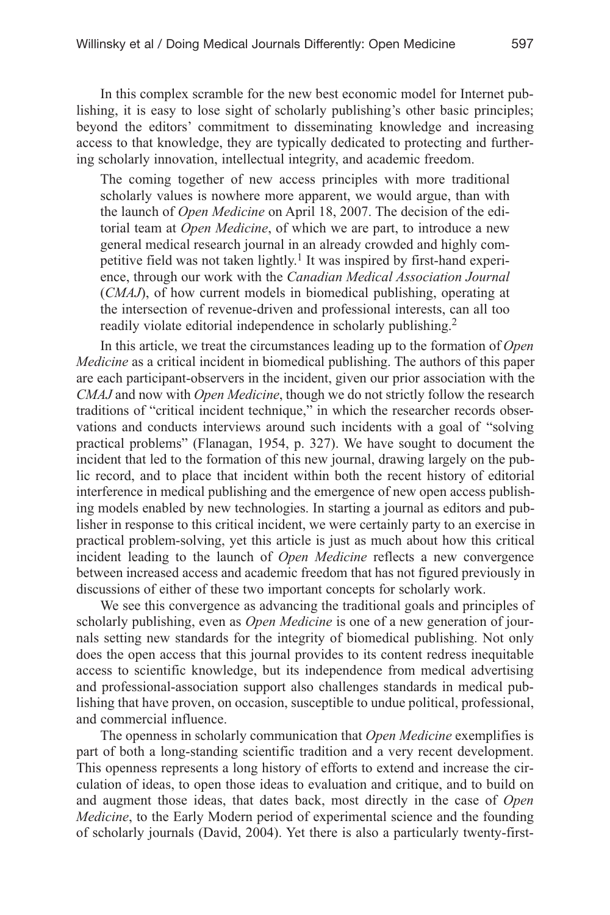In this complex scramble for the new best economic model for Internet publishing, it is easy to lose sight of scholarly publishing's other basic principles; beyond the editors' commitment to disseminating knowledge and increasing access to that knowledge, they are typically dedicated to protecting and furthering scholarly innovation, intellectual integrity, and academic freedom.

The coming together of new access principles with more traditional scholarly values is nowhere more apparent, we would argue, than with the launch of *Open Medicine* on April 18, 2007. The decision of the editorial team at *Open Medicine*, of which we are part, to introduce a new general medical research journal in an already crowded and highly competitive field was not taken lightly.[1] It was inspired by first-hand experience, through our work with the *Canadian Medical Association Journal* (*CMAJ*), of how current models in biomedical publishing, operating at the intersection of revenue-driven and professional interests, can all too readily violate editorial independence in scholarly publishing.[2]

In this article, we treat the circumstances leading up to the formation of *Open Medicine* as a critical incident in biomedical publishing. The authors of this paper are each participant-observers in the incident, given our prior association with the *CMAJ* and now with *Open Medicine*, though we do not strictly follow the research traditions of "critical incident technique," in which the researcher records observations and conducts interviews around such incidents with a goal of "solving practical problems" (Flanagan, 1954, p. 327). We have sought to document the incident that led to the formation of this new journal, drawing largely on the public record, and to place that incident within both the recent history of editorial interference in medical publishing and the emergence of new open access publishing models enabled by new technologies. In starting a journal as editors and publisher in response to this critical incident, we were certainly party to an exercise in practical problem-solving, yet this article is just as much about how this critical incident leading to the launch of *Open Medicine* reflects a new convergence between increased access and academic freedom that has not figured previously in discussions of either of these two important concepts for scholarly work.

We see this convergence as advancing the traditional goals and principles of scholarly publishing, even as *Open Medicine* is one of a new generation of journals setting new standards for the integrity of biomedical publishing. Not only does the open access that this journal provides to its content redress inequitable access to scientific knowledge, but its independence from medical advertising and professional-association support also challenges standards in medical publishing that have proven, on occasion, susceptible to undue political, professional, and commercial influence.

The openness in scholarly communication that *Open Medicine* exemplifies is part of both a long-standing scientific tradition and a very recent development. This openness represents a long history of efforts to extend and increase the circulation of ideas, to open those ideas to evaluation and critique, and to build on and augment those ideas, that dates back, most directly in the case of *Open Medicine*, to the Early Modern period of experimental science and the founding of scholarly journals (David, 2004). Yet there is also a particularly twenty-first-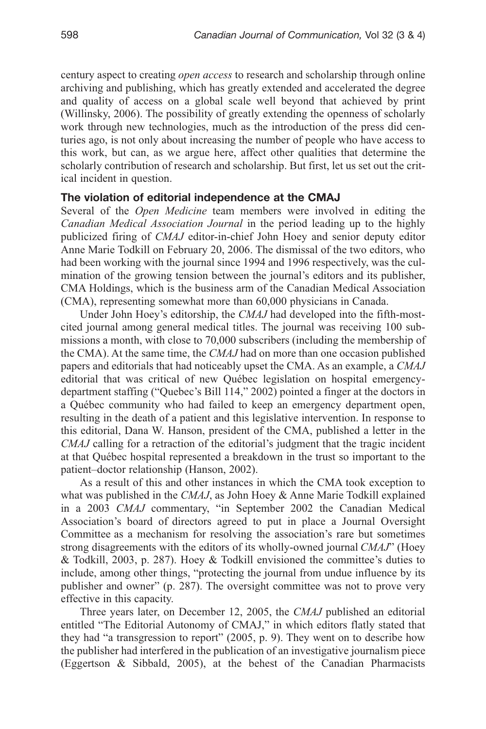century aspect to creating *open access* to research and scholarship through online archiving and publishing, which has greatly extended and accelerated the degree and quality of access on a global scale well beyond that achieved by print (Willinsky, 2006). The possibility of greatly extending the openness of scholarly work through new technologies, much as the introduction of the press did centuries ago, is not only about increasing the number of people who have access to this work, but can, as we argue here, affect other qualities that determine the scholarly contribution of research and scholarship. But first, let us set out the critical incident in question.

## The violation of editorial independence at the CMAJ

Several of the *Open Medicine* team members were involved in editing the *Canadian Medical Association Journal* in the period leading up to the highly publicized firing of *CMAJ* editor-in-chief John Hoey and senior deputy editor Anne Marie Todkill on February 20, 2006. The dismissal of the two editors, who had been working with the journal since 1994 and 1996 respectively, was the culmination of the growing tension between the journal's editors and its publisher, CMA Holdings, which is the business arm of the Canadian Medical Association (CMA), representing somewhat more than 60,000 physicians in Canada.

Under John Hoey's editorship, the *CMAJ* had developed into the fifth-most-cited journal among general medical titles. The journal was receiving 100 submissions a month, with close to 70,000 subscribers (including the membership of the CMA). At the same time, the *CMAJ* had on more than one occasion published papers and editorials that had noticeably upset the CMA. As an example, a *CMAJ* editorial that was critical of new Québec legislation on hospital emergency-department staffing ("Quebec's Bill 114," 2002) pointed a finger at the doctors in a Québec community who had failed to keep an emergency department open, resulting in the death of a patient and this legislative intervention. In response to this editorial, Dana W. Hanson, president of the CMA, published a letter in the *CMAJ* calling for a retraction of the editorial's judgment that the tragic incident at that Québec hospital represented a breakdown in the trust so important to the patient–doctor relationship (Hanson, 2002).

As a result of this and other instances in which the CMA took exception to what was published in the *CMAJ*, as John Hoey & Anne Marie Todkill explained in a 2003 *CMAJ* commentary, "in September 2002 the Canadian Medical Association's board of directors agreed to put in place a Journal Oversight Committee as a mechanism for resolving the association's rare but sometimes strong disagreements with the editors of its wholly-owned journal *CMAJ*" (Hoey & Todkill, 2003, p. 287). Hoey & Todkill envisioned the committee's duties to include, among other things, "protecting the journal from undue influence by its publisher and owner" (p. 287). The oversight committee was not to prove very effective in this capacity.

Three years later, on December 12, 2005, the *CMAJ* published an editorial entitled "The Editorial Autonomy of CMAJ," in which editors flatly stated that they had "a transgression to report" (2005, p. 9). They went on to describe how the publisher had interfered in the publication of an investigative journalism piece (Eggertson & Sibbald, 2005), at the behest of the Canadian Pharmacists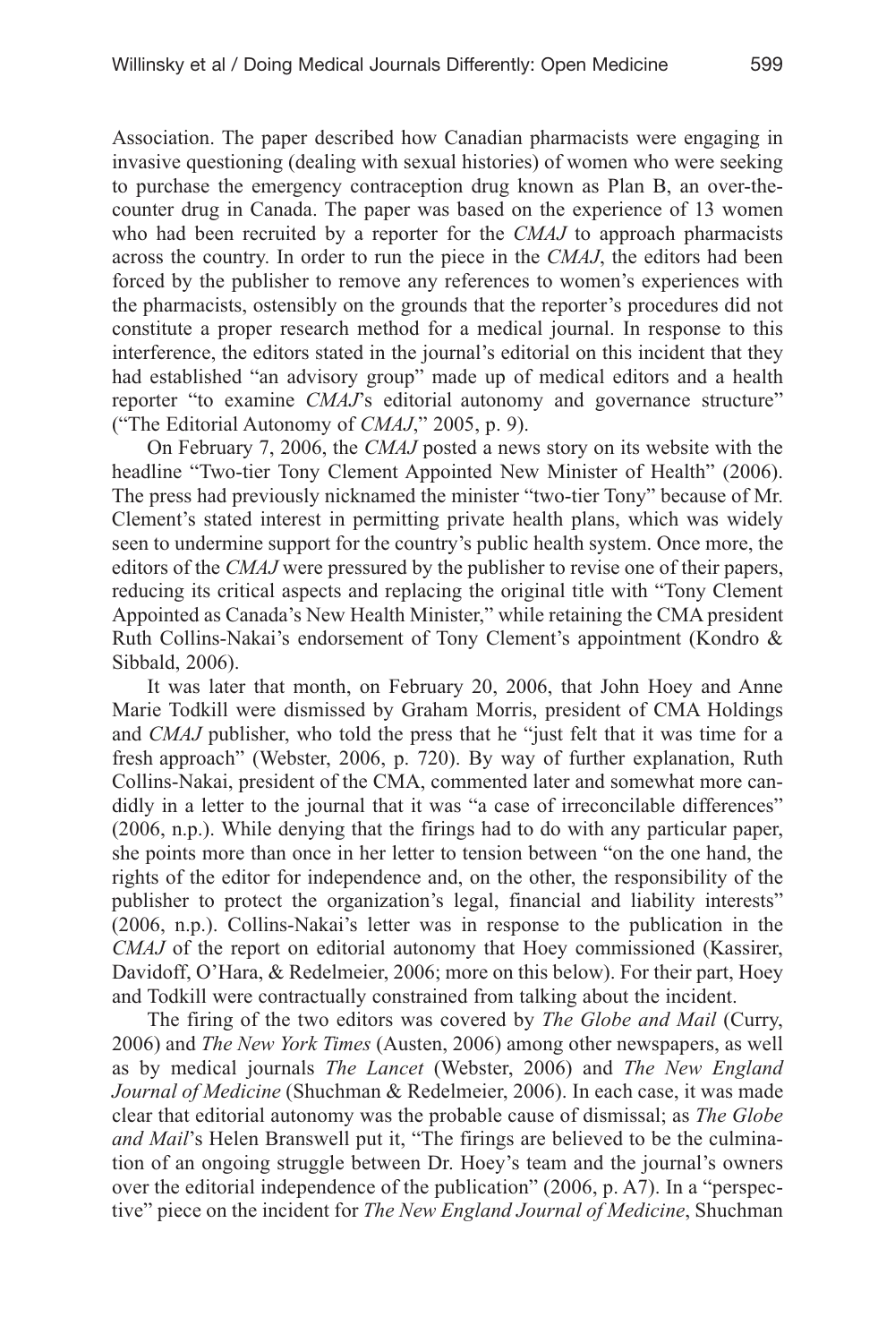Association. The paper described how Canadian pharmacists were engaging in invasive questioning (dealing with sexual histories) of women who were seeking to purchase the emergency contraception drug known as Plan B, an over-the-counter drug in Canada. The paper was based on the experience of 13 women who had been recruited by a reporter for the *CMAJ* to approach pharmacists across the country. In order to run the piece in the *CMAJ*, the editors had been forced by the publisher to remove any references to women's experiences with the pharmacists, ostensibly on the grounds that the reporter's procedures did not constitute a proper research method for a medical journal. In response to this interference, the editors stated in the journal's editorial on this incident that they had established "an advisory group" made up of medical editors and a health reporter "to examine *CMAJ*'s editorial autonomy and governance structure" ("The Editorial Autonomy of *CMAJ*," 2005, p. 9).

On February 7, 2006, the *CMAJ* posted a news story on its website with the headline "Two-tier Tony Clement Appointed New Minister of Health" (2006). The press had previously nicknamed the minister "two-tier Tony" because of Mr. Clement's stated interest in permitting private health plans, which was widely seen to undermine support for the country's public health system. Once more, the editors of the *CMAJ* were pressured by the publisher to revise one of their papers, reducing its critical aspects and replacing the original title with "Tony Clement Appointed as Canada's New Health Minister," while retaining the CMA president Ruth Collins-Nakai's endorsement of Tony Clement's appointment (Kondro & Sibbald, 2006).

It was later that month, on February 20, 2006, that John Hoey and Anne Marie Todkill were dismissed by Graham Morris, president of CMA Holdings and *CMAJ* publisher, who told the press that he "just felt that it was time for a fresh approach" (Webster, 2006, p. 720). By way of further explanation, Ruth Collins-Nakai, president of the CMA, commented later and somewhat more candidly in a letter to the journal that it was "a case of irreconcilable differences" (2006, n.p.). While denying that the firings had to do with any particular paper, she points more than once in her letter to tension between "on the one hand, the rights of the editor for independence and, on the other, the responsibility of the publisher to protect the organization's legal, financial and liability interests" (2006, n.p.). Collins-Nakai's letter was in response to the publication in the *CMAJ* of the report on editorial autonomy that Hoey commissioned (Kassirer, Davidoff, O'Hara, & Redelmeier, 2006; more on this below). For their part, Hoey and Todkill were contractually constrained from talking about the incident.

The firing of the two editors was covered by *The Globe and Mail* (Curry, 2006) and *The New York Times* (Austen, 2006) among other newspapers, as well as by medical journals *The Lancet* (Webster, 2006) and *The New England Journal of Medicine* (Shuchman & Redelmeier, 2006). In each case, it was made clear that editorial autonomy was the probable cause of dismissal; as *The Globe and Mail*'s Helen Branswell put it, "The firings are believed to be the culmination of an ongoing struggle between Dr. Hoey's team and the journal's owners over the editorial independence of the publication" (2006, p. A7). In a "perspective" piece on the incident for *The New England Journal of Medicine*, Shuchman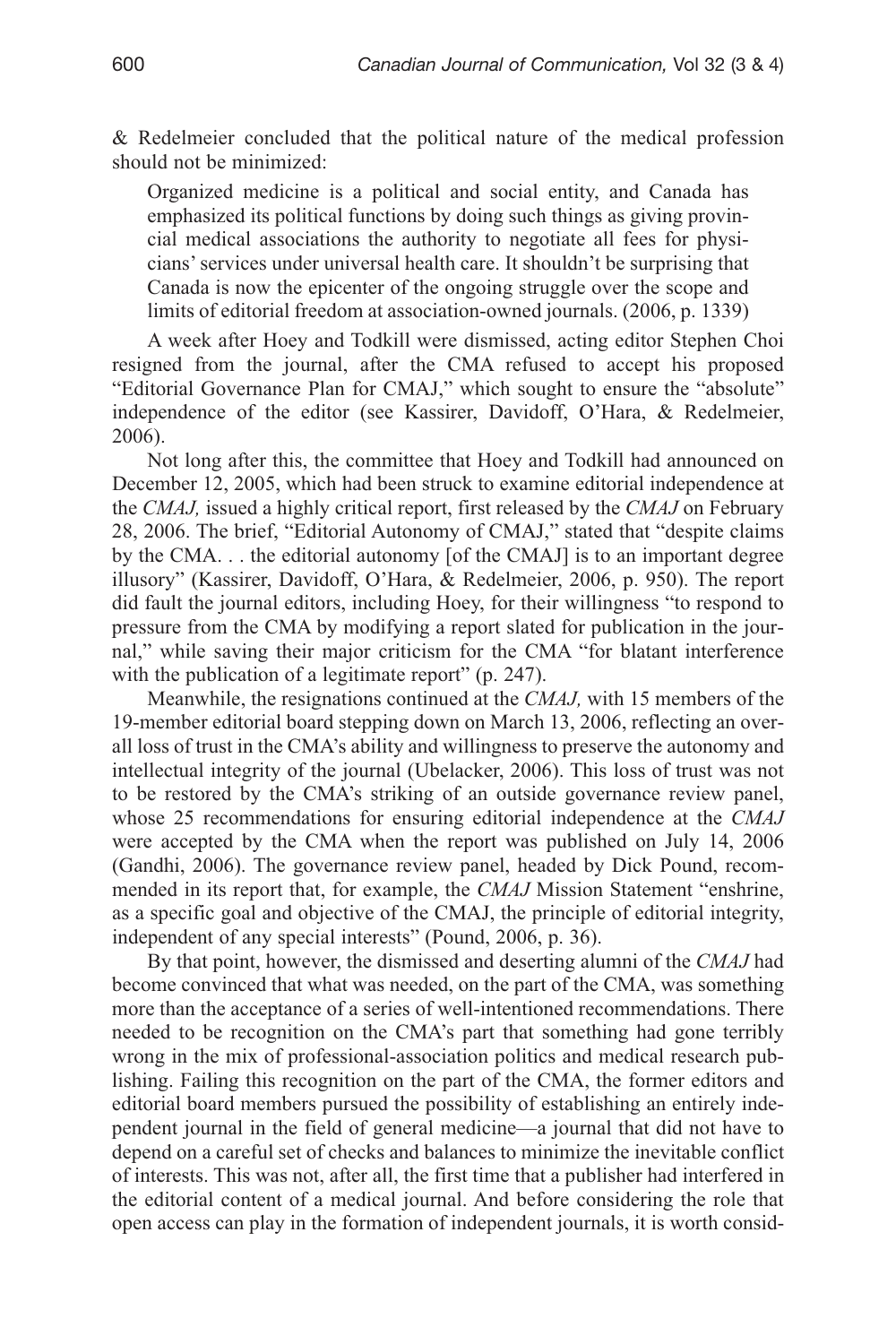& Redelmeier concluded that the political nature of the medical profession should not be minimized:

> Organized medicine is a political and social entity, and Canada has emphasized its political functions by doing such things as giving provincial medical associations the authority to negotiate all fees for physicians' services under universal health care. It shouldn't be surprising that Canada is now the epicenter of the ongoing struggle over the scope and limits of editorial freedom at association-owned journals. (2006, p. 1339)

A week after Hoey and Todkill were dismissed, acting editor Stephen Choi resigned from the journal, after the CMA refused to accept his proposed "Editorial Governance Plan for CMAJ," which sought to ensure the "absolute" independence of the editor (see Kassirer, Davidoff, O'Hara, & Redelmeier, 2006).

Not long after this, the committee that Hoey and Todkill had announced on December 12, 2005, which had been struck to examine editorial independence at the *CMAJ,* issued a highly critical report, first released by the *CMAJ* on February 28, 2006. The brief, "Editorial Autonomy of CMAJ," stated that "despite claims by the CMA. . . the editorial autonomy [of the CMAJ] is to an important degree illusory" (Kassirer, Davidoff, O'Hara, & Redelmeier, 2006, p. 950). The report did fault the journal editors, including Hoey, for their willingness "to respond to pressure from the CMA by modifying a report slated for publication in the journal," while saving their major criticism for the CMA "for blatant interference with the publication of a legitimate report" (p. 247).

Meanwhile, the resignations continued at the *CMAJ,* with 15 members of the 19-member editorial board stepping down on March 13, 2006, reflecting an overall loss of trust in the CMA's ability and willingness to preserve the autonomy and intellectual integrity of the journal (Ubelacker, 2006). This loss of trust was not to be restored by the CMA's striking of an outside governance review panel, whose 25 recommendations for ensuring editorial independence at the *CMAJ* were accepted by the CMA when the report was published on July 14, 2006 (Gandhi, 2006). The governance review panel, headed by Dick Pound, recommended in its report that, for example, the *CMAJ* Mission Statement "enshrine, as a specific goal and objective of the CMAJ, the principle of editorial integrity, independent of any special interests" (Pound, 2006, p. 36).

By that point, however, the dismissed and deserting alumni of the *CMAJ* had become convinced that what was needed, on the part of the CMA, was something more than the acceptance of a series of well-intentioned recommendations. There needed to be recognition on the CMA's part that something had gone terribly wrong in the mix of professional-association politics and medical research publishing. Failing this recognition on the part of the CMA, the former editors and editorial board members pursued the possibility of establishing an entirely independent journal in the field of general medicine—a journal that did not have to depend on a careful set of checks and balances to minimize the inevitable conflict of interests. This was not, after all, the first time that a publisher had interfered in the editorial content of a medical journal. And before considering the role that open access can play in the formation of independent journals, it is worth consid-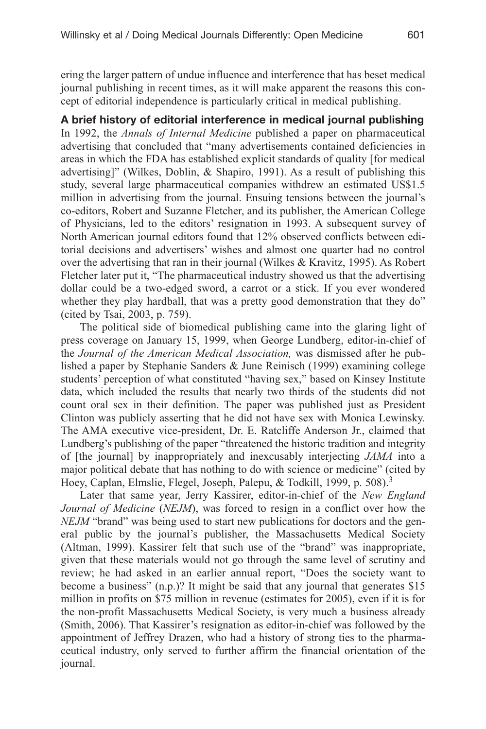ering the larger pattern of undue influence and interference that has beset medical journal publishing in recent times, as it will make apparent the reasons this concept of editorial independence is particularly critical in medical publishing.

**A brief history of editorial interference in medical journal publishing**

In 1992, the *Annals of Internal Medicine* published a paper on pharmaceutical advertising that concluded that "many advertisements contained deficiencies in areas in which the FDA has established explicit standards of quality [for medical advertising]" (Wilkes, Doblin, & Shapiro, 1991). As a result of publishing this study, several large pharmaceutical companies withdrew an estimated US$1.5 million in advertising from the journal. Ensuing tensions between the journal's co-editors, Robert and Suzanne Fletcher, and its publisher, the American College of Physicians, led to the editors' resignation in 1993. A subsequent survey of North American journal editors found that 12% observed conflicts between editorial decisions and advertisers' wishes and almost one quarter had no control over the advertising that ran in their journal (Wilkes & Kravitz, 1995). As Robert Fletcher later put it, "The pharmaceutical industry showed us that the advertising dollar could be a two-edged sword, a carrot or a stick. If you ever wondered whether they play hardball, that was a pretty good demonstration that they do" (cited by Tsai, 2003, p. 759).

The political side of biomedical publishing came into the glaring light of press coverage on January 15, 1999, when George Lundberg, editor-in-chief of the *Journal of the American Medical Association,* was dismissed after he published a paper by Stephanie Sanders & June Reinisch (1999) examining college students' perception of what constituted "having sex," based on Kinsey Institute data, which included the results that nearly two thirds of the students did not count oral sex in their definition. The paper was published just as President Clinton was publicly asserting that he did not have sex with Monica Lewinsky. The AMA executive vice-president, Dr. E. Ratcliffe Anderson Jr., claimed that Lundberg's publishing of the paper "threatened the historic tradition and integrity of [the journal] by inappropriately and inexcusably interjecting *JAMA* into a major political debate that has nothing to do with science or medicine" (cited by Hoey, Caplan, Elmslie, Flegel, Joseph, Palepu, & Todkill, 1999, p. 508).[3]

Later that same year, Jerry Kassirer, editor-in-chief of the *New England Journal of Medicine* (*NEJM*), was forced to resign in a conflict over how the *NEJM* "brand" was being used to start new publications for doctors and the general public by the journal's publisher, the Massachusetts Medical Society (Altman, 1999). Kassirer felt that such use of the "brand" was inappropriate, given that these materials would not go through the same level of scrutiny and review; he had asked in an earlier annual report, "Does the society want to become a business" (n.p.)? It might be said that any journal that generates $15 million in profits on $75 million in revenue (estimates for 2005), even if it is for the non-profit Massachusetts Medical Society, is very much a business already (Smith, 2006). That Kassirer's resignation as editor-in-chief was followed by the appointment of Jeffrey Drazen, who had a history of strong ties to the pharmaceutical industry, only served to further affirm the financial orientation of the journal.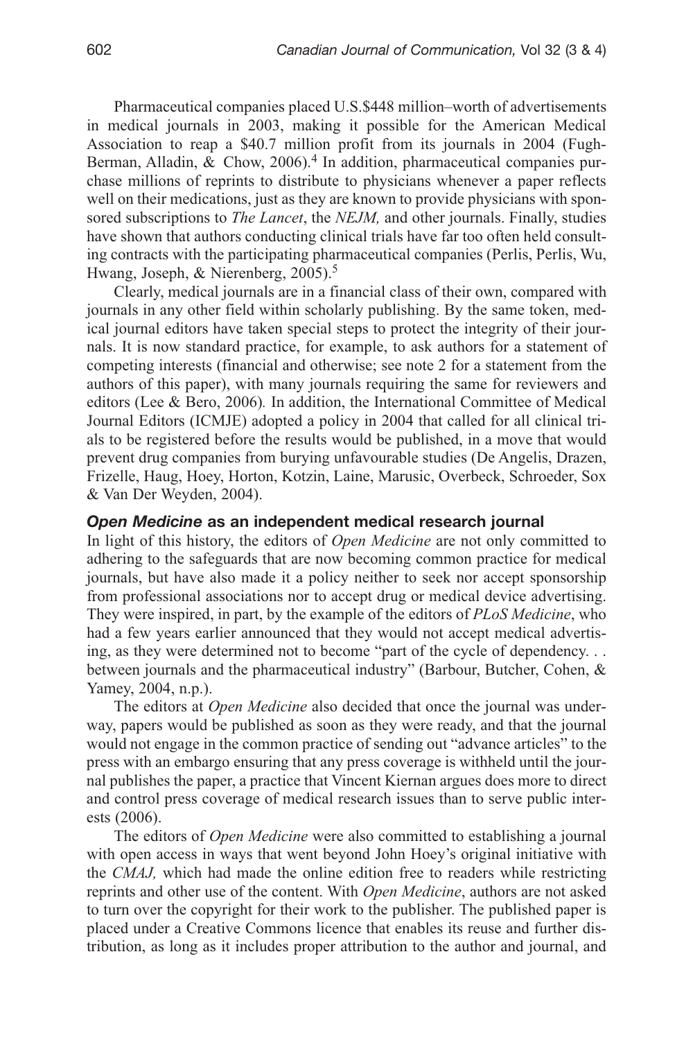Pharmaceutical companies placed U.S.$448 million–worth of advertisements in medical journals in 2003, making it possible for the American Medical Association to reap a $40.7 million profit from its journals in 2004 (Fugh-Berman, Alladin, & Chow, 2006).[4] In addition, pharmaceutical companies purchase millions of reprints to distribute to physicians whenever a paper reflects well on their medications, just as they are known to provide physicians with sponsored subscriptions to *The Lancet*, the *NEJM,* and other journals. Finally, studies have shown that authors conducting clinical trials have far too often held consulting contracts with the participating pharmaceutical companies (Perlis, Perlis, Wu, Hwang, Joseph, & Nierenberg, 2005).[5]

Clearly, medical journals are in a financial class of their own, compared with journals in any other field within scholarly publishing. By the same token, medical journal editors have taken special steps to protect the integrity of their journals. It is now standard practice, for example, to ask authors for a statement of competing interests (financial and otherwise; see note 2 for a statement from the authors of this paper), with many journals requiring the same for reviewers and editors (Lee & Bero, 2006)*.* In addition, the International Committee of Medical Journal Editors (ICMJE) adopted a policy in 2004 that called for all clinical trials to be registered before the results would be published, in a move that would prevent drug companies from burying unfavourable studies (De Angelis, Drazen, Frizelle, Haug, Hoey, Horton, Kotzin, Laine, Marusic, Overbeck, Schroeder, Sox & Van Der Weyden, 2004).

## *Open Medicine* as an independent medical research journal

In light of this history, the editors of *Open Medicine* are not only committed to adhering to the safeguards that are now becoming common practice for medical journals, but have also made it a policy neither to seek nor accept sponsorship from professional associations nor to accept drug or medical device advertising. They were inspired, in part, by the example of the editors of *PLoS Medicine*, who had a few years earlier announced that they would not accept medical advertising, as they were determined not to become "part of the cycle of dependency. . . between journals and the pharmaceutical industry" (Barbour, Butcher, Cohen, & Yamey, 2004, n.p.).

The editors at *Open Medicine* also decided that once the journal was underway, papers would be published as soon as they were ready, and that the journal would not engage in the common practice of sending out "advance articles" to the press with an embargo ensuring that any press coverage is withheld until the journal publishes the paper, a practice that Vincent Kiernan argues does more to direct and control press coverage of medical research issues than to serve public interests (2006).

The editors of *Open Medicine* were also committed to establishing a journal with open access in ways that went beyond John Hoey's original initiative with the *CMAJ,* which had made the online edition free to readers while restricting reprints and other use of the content. With *Open Medicine*, authors are not asked to turn over the copyright for their work to the publisher. The published paper is placed under a Creative Commons licence that enables its reuse and further distribution, as long as it includes proper attribution to the author and journal, and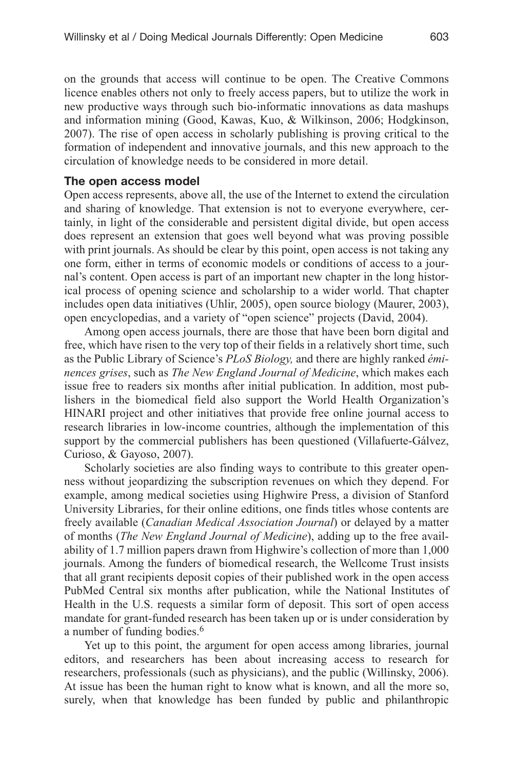on the grounds that access will continue to be open. The Creative Commons licence enables others not only to freely access papers, but to utilize the work in new productive ways through such bio-informatic innovations as data mashups and information mining (Good, Kawas, Kuo, & Wilkinson, 2006; Hodgkinson, 2007). The rise of open access in scholarly publishing is proving critical to the formation of independent and innovative journals, and this new approach to the circulation of knowledge needs to be considered in more detail.

## The open access model

Open access represents, above all, the use of the Internet to extend the circulation and sharing of knowledge. That extension is not to everyone everywhere, certainly, in light of the considerable and persistent digital divide, but open access does represent an extension that goes well beyond what was proving possible with print journals. As should be clear by this point, open access is not taking any one form, either in terms of economic models or conditions of access to a journal's content. Open access is part of an important new chapter in the long historical process of opening science and scholarship to a wider world. That chapter includes open data initiatives (Uhlir, 2005), open source biology (Maurer, 2003), open encyclopedias, and a variety of "open science" projects (David, 2004).

Among open access journals, there are those that have been born digital and free, which have risen to the very top of their fields in a relatively short time, such as the Public Library of Science's *PLoS Biology,* and there are highly ranked *éminences grises*, such as *The New England Journal of Medicine*, which makes each issue free to readers six months after initial publication. In addition, most publishers in the biomedical field also support the World Health Organization's HINARI project and other initiatives that provide free online journal access to research libraries in low-income countries, although the implementation of this support by the commercial publishers has been questioned (Villafuerte-Gálvez, Curioso, & Gayoso, 2007).

Scholarly societies are also finding ways to contribute to this greater openness without jeopardizing the subscription revenues on which they depend. For example, among medical societies using Highwire Press, a division of Stanford University Libraries, for their online editions, one finds titles whose contents are freely available (*Canadian Medical Association Journal*) or delayed by a matter of months (*The New England Journal of Medicine*), adding up to the free availability of 1.7 million papers drawn from Highwire's collection of more than 1,000 journals. Among the funders of biomedical research, the Wellcome Trust insists that all grant recipients deposit copies of their published work in the open access PubMed Central six months after publication, while the National Institutes of Health in the U.S. requests a similar form of deposit. This sort of open access mandate for grant-funded research has been taken up or is under consideration by a number of funding bodies.[6]

Yet up to this point, the argument for open access among libraries, journal editors, and researchers has been about increasing access to research for researchers, professionals (such as physicians), and the public (Willinsky, 2006). At issue has been the human right to know what is known, and all the more so, surely, when that knowledge has been funded by public and philanthropic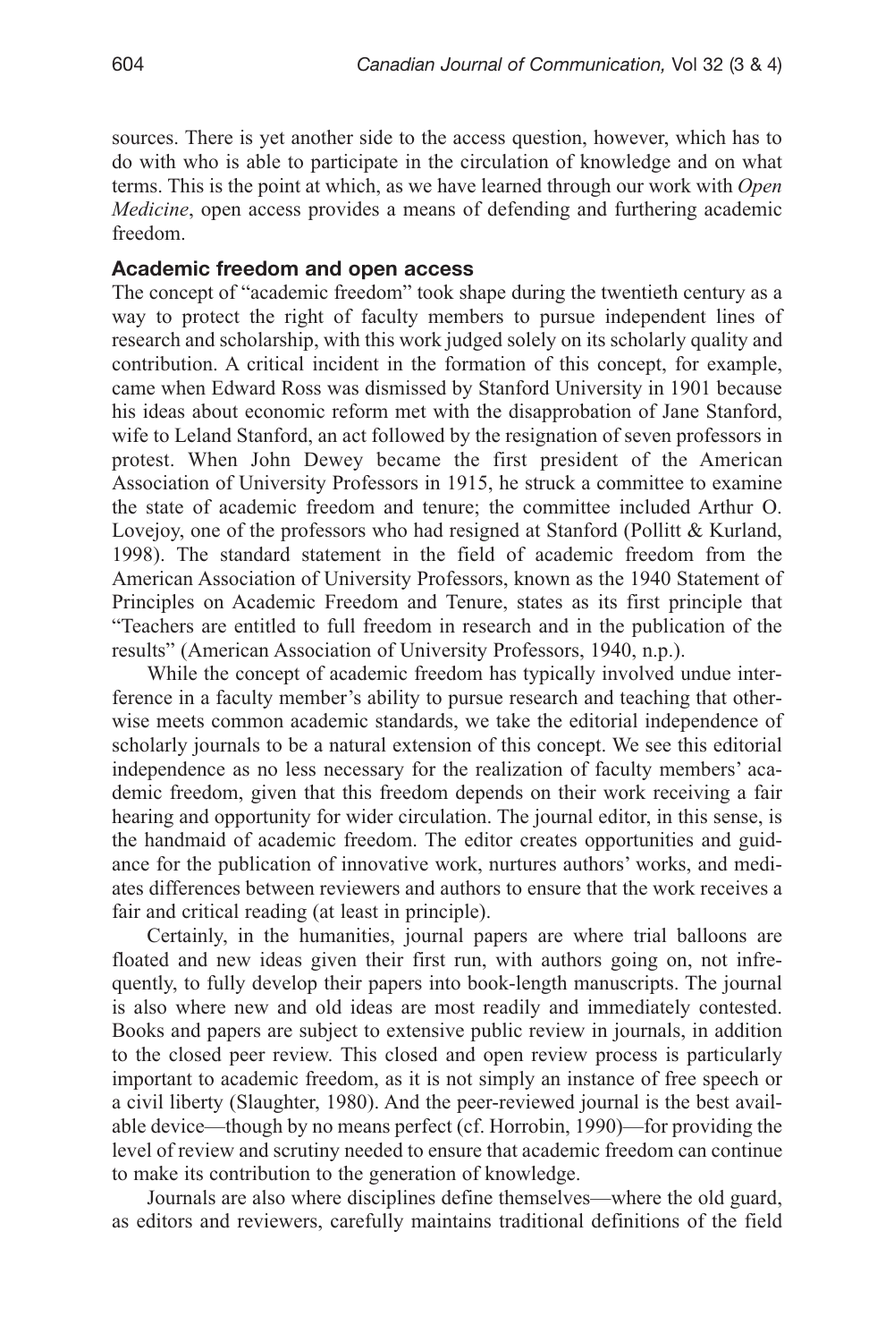sources. There is yet another side to the access question, however, which has to do with who is able to participate in the circulation of knowledge and on what terms. This is the point at which, as we have learned through our work with *Open Medicine*, open access provides a means of defending and furthering academic freedom.

## Academic freedom and open access

The concept of "academic freedom" took shape during the twentieth century as a way to protect the right of faculty members to pursue independent lines of research and scholarship, with this work judged solely on its scholarly quality and contribution. A critical incident in the formation of this concept, for example, came when Edward Ross was dismissed by Stanford University in 1901 because his ideas about economic reform met with the disapprobation of Jane Stanford, wife to Leland Stanford, an act followed by the resignation of seven professors in protest. When John Dewey became the first president of the American Association of University Professors in 1915, he struck a committee to examine the state of academic freedom and tenure; the committee included Arthur O. Lovejoy, one of the professors who had resigned at Stanford (Pollitt & Kurland, 1998). The standard statement in the field of academic freedom from the American Association of University Professors, known as the 1940 Statement of Principles on Academic Freedom and Tenure, states as its first principle that "Teachers are entitled to full freedom in research and in the publication of the results" (American Association of University Professors, 1940, n.p.).

While the concept of academic freedom has typically involved undue interference in a faculty member's ability to pursue research and teaching that otherwise meets common academic standards, we take the editorial independence of scholarly journals to be a natural extension of this concept. We see this editorial independence as no less necessary for the realization of faculty members' academic freedom, given that this freedom depends on their work receiving a fair hearing and opportunity for wider circulation. The journal editor, in this sense, is the handmaid of academic freedom. The editor creates opportunities and guidance for the publication of innovative work, nurtures authors' works, and mediates differences between reviewers and authors to ensure that the work receives a fair and critical reading (at least in principle).

Certainly, in the humanities, journal papers are where trial balloons are floated and new ideas given their first run, with authors going on, not infrequently, to fully develop their papers into book-length manuscripts. The journal is also where new and old ideas are most readily and immediately contested. Books and papers are subject to extensive public review in journals, in addition to the closed peer review. This closed and open review process is particularly important to academic freedom, as it is not simply an instance of free speech or a civil liberty (Slaughter, 1980). And the peer-reviewed journal is the best available device—though by no means perfect (cf. Horrobin, 1990)—for providing the level of review and scrutiny needed to ensure that academic freedom can continue to make its contribution to the generation of knowledge.

Journals are also where disciplines define themselves—where the old guard, as editors and reviewers, carefully maintains traditional definitions of the field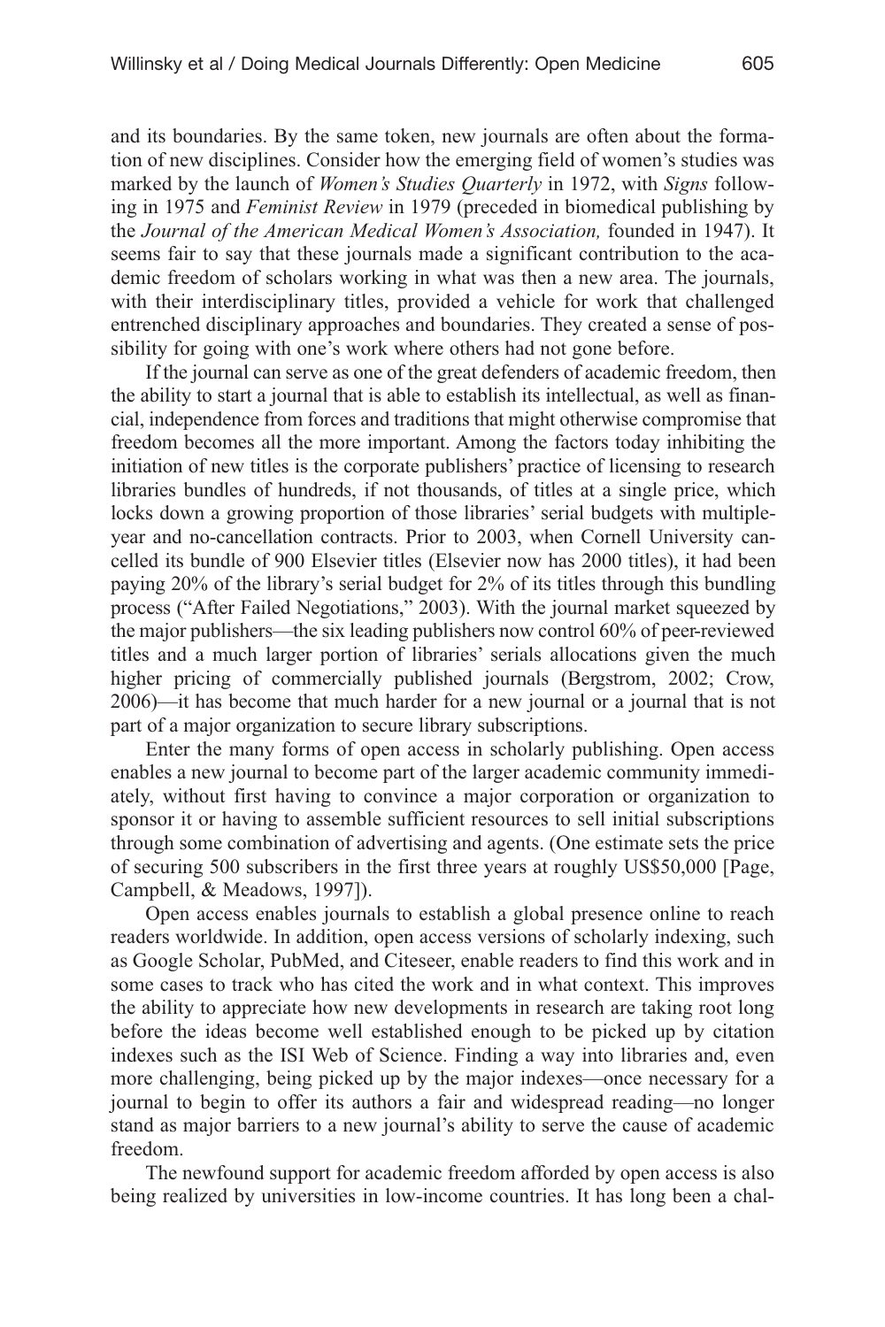and its boundaries. By the same token, new journals are often about the formation of new disciplines. Consider how the emerging field of women's studies was marked by the launch of *Women's Studies Quarterly* in 1972, with *Signs* following in 1975 and *Feminist Review* in 1979 (preceded in biomedical publishing by the *Journal of the American Medical Women's Association,* founded in 1947). It seems fair to say that these journals made a significant contribution to the academic freedom of scholars working in what was then a new area. The journals, with their interdisciplinary titles, provided a vehicle for work that challenged entrenched disciplinary approaches and boundaries. They created a sense of possibility for going with one's work where others had not gone before.

If the journal can serve as one of the great defenders of academic freedom, then the ability to start a journal that is able to establish its intellectual, as well as financial, independence from forces and traditions that might otherwise compromise that freedom becomes all the more important. Among the factors today inhibiting the initiation of new titles is the corporate publishers' practice of licensing to research libraries bundles of hundreds, if not thousands, of titles at a single price, which locks down a growing proportion of those libraries' serial budgets with multiple-year and no-cancellation contracts. Prior to 2003, when Cornell University cancelled its bundle of 900 Elsevier titles (Elsevier now has 2000 titles), it had been paying 20% of the library's serial budget for 2% of its titles through this bundling process ("After Failed Negotiations," 2003). With the journal market squeezed by the major publishers—the six leading publishers now control 60% of peer-reviewed titles and a much larger portion of libraries' serials allocations given the much higher pricing of commercially published journals (Bergstrom, 2002; Crow, 2006)—it has become that much harder for a new journal or a journal that is not part of a major organization to secure library subscriptions.

Enter the many forms of open access in scholarly publishing. Open access enables a new journal to become part of the larger academic community immediately, without first having to convince a major corporation or organization to sponsor it or having to assemble sufficient resources to sell initial subscriptions through some combination of advertising and agents. (One estimate sets the price of securing 500 subscribers in the first three years at roughly US$50,000 [Page, Campbell, & Meadows, 1997]).

Open access enables journals to establish a global presence online to reach readers worldwide. In addition, open access versions of scholarly indexing, such as Google Scholar, PubMed, and Citeseer, enable readers to find this work and in some cases to track who has cited the work and in what context. This improves the ability to appreciate how new developments in research are taking root long before the ideas become well established enough to be picked up by citation indexes such as the ISI Web of Science. Finding a way into libraries and, even more challenging, being picked up by the major indexes—once necessary for a journal to begin to offer its authors a fair and widespread reading—no longer stand as major barriers to a new journal's ability to serve the cause of academic freedom.

The newfound support for academic freedom afforded by open access is also being realized by universities in low-income countries. It has long been a chal-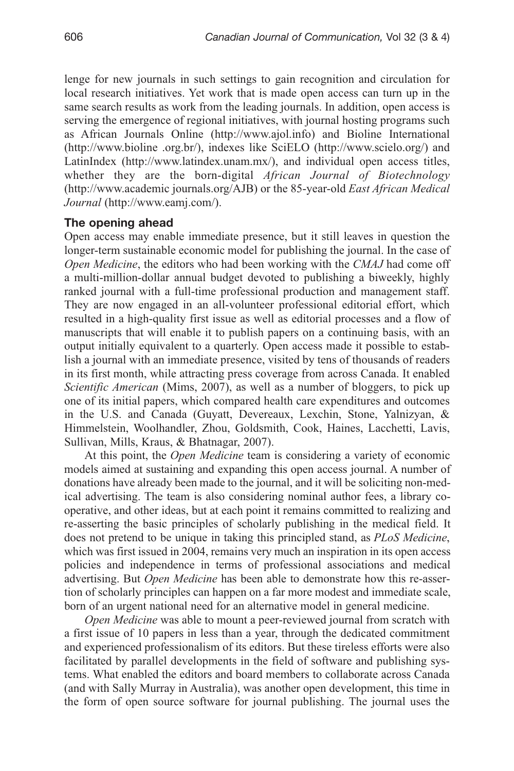lenge for new journals in such settings to gain recognition and circulation for local research initiatives. Yet work that is made open access can turn up in the same search results as work from the leading journals. In addition, open access is serving the emergence of regional initiatives, with journal hosting programs such as African Journals Online (http://www.ajol.info) and Bioline International (http://www.bioline .org.br/), indexes like SciELO (http://www.scielo.org/) and LatinIndex (http://www.latindex.unam.mx/), and individual open access titles, whether they are the born-digital *African Journal of Biotechnology* (http://www.academic journals.org/AJB) or the 85-year-old *East African Medical Journal* (http://www.eamj.com/).

### The opening ahead

Open access may enable immediate presence, but it still leaves in question the longer-term sustainable economic model for publishing the journal. In the case of *Open Medicine*, the editors who had been working with the *CMAJ* had come off a multi-million-dollar annual budget devoted to publishing a biweekly, highly ranked journal with a full-time professional production and management staff. They are now engaged in an all-volunteer professional editorial effort, which resulted in a high-quality first issue as well as editorial processes and a flow of manuscripts that will enable it to publish papers on a continuing basis, with an output initially equivalent to a quarterly. Open access made it possible to establish a journal with an immediate presence, visited by tens of thousands of readers in its first month, while attracting press coverage from across Canada. It enabled *Scientific American* (Mims, 2007), as well as a number of bloggers, to pick up one of its initial papers, which compared health care expenditures and outcomes in the U.S. and Canada (Guyatt, Devereaux, Lexchin, Stone, Yalnizyan, & Himmelstein, Woolhandler, Zhou, Goldsmith, Cook, Haines, Lacchetti, Lavis, Sullivan, Mills, Kraus, & Bhatnagar, 2007).

At this point, the *Open Medicine* team is considering a variety of economic models aimed at sustaining and expanding this open access journal. A number of donations have already been made to the journal, and it will be soliciting non-medical advertising. The team is also considering nominal author fees, a library co-operative, and other ideas, but at each point it remains committed to realizing and re-asserting the basic principles of scholarly publishing in the medical field. It does not pretend to be unique in taking this principled stand, as *PLoS Medicine*, which was first issued in 2004, remains very much an inspiration in its open access policies and independence in terms of professional associations and medical advertising. But *Open Medicine* has been able to demonstrate how this re-assertion of scholarly principles can happen on a far more modest and immediate scale, born of an urgent national need for an alternative model in general medicine.

*Open Medicine* was able to mount a peer-reviewed journal from scratch with a first issue of 10 papers in less than a year, through the dedicated commitment and experienced professionalism of its editors. But these tireless efforts were also facilitated by parallel developments in the field of software and publishing systems. What enabled the editors and board members to collaborate across Canada (and with Sally Murray in Australia), was another open development, this time in the form of open source software for journal publishing. The journal uses the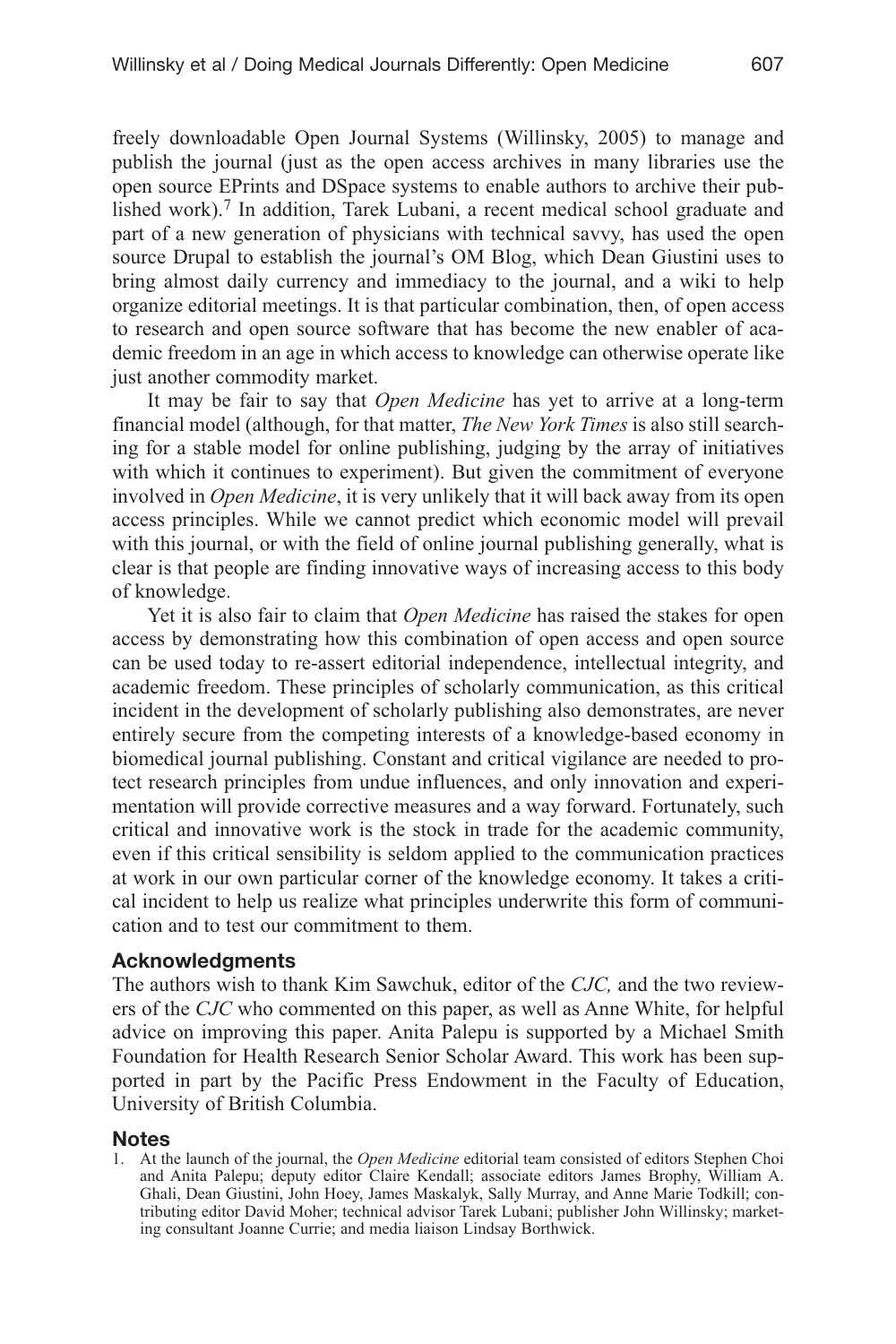freely downloadable Open Journal Systems (Willinsky, 2005) to manage and publish the journal (just as the open access archives in many libraries use the open source EPrints and DSpace systems to enable authors to archive their published work).[7] In addition, Tarek Lubani, a recent medical school graduate and part of a new generation of physicians with technical savvy, has used the open source Drupal to establish the journal's OM Blog, which Dean Giustini uses to bring almost daily currency and immediacy to the journal, and a wiki to help organize editorial meetings. It is that particular combination, then, of open access to research and open source software that has become the new enabler of academic freedom in an age in which access to knowledge can otherwise operate like just another commodity market.

It may be fair to say that *Open Medicine* has yet to arrive at a long-term financial model (although, for that matter, *The New York Times* is also still searching for a stable model for online publishing, judging by the array of initiatives with which it continues to experiment). But given the commitment of everyone involved in *Open Medicine*, it is very unlikely that it will back away from its open access principles. While we cannot predict which economic model will prevail with this journal, or with the field of online journal publishing generally, what is clear is that people are finding innovative ways of increasing access to this body of knowledge.

Yet it is also fair to claim that *Open Medicine* has raised the stakes for open access by demonstrating how this combination of open access and open source can be used today to re-assert editorial independence, intellectual integrity, and academic freedom. These principles of scholarly communication, as this critical incident in the development of scholarly publishing also demonstrates, are never entirely secure from the competing interests of a knowledge-based economy in biomedical journal publishing. Constant and critical vigilance are needed to protect research principles from undue influences, and only innovation and experimentation will provide corrective measures and a way forward. Fortunately, such critical and innovative work is the stock in trade for the academic community, even if this critical sensibility is seldom applied to the communication practices at work in our own particular corner of the knowledge economy. It takes a critical incident to help us realize what principles underwrite this form of communication and to test our commitment to them.

### Acknowledgments

The authors wish to thank Kim Sawchuk, editor of the *CJC,* and the two reviewers of the *CJC* who commented on this paper, as well as Anne White, for helpful advice on improving this paper. Anita Palepu is supported by a Michael Smith Foundation for Health Research Senior Scholar Award. This work has been supported in part by the Pacific Press Endowment in the Faculty of Education, University of British Columbia.

### Notes

1. At the launch of the journal, the *Open Medicine* editorial team consisted of editors Stephen Choi and Anita Palepu; deputy editor Claire Kendall; associate editors James Brophy, William A. Ghali, Dean Giustini, John Hoey, James Maskalyk, Sally Murray, and Anne Marie Todkill; contributing editor David Moher; technical advisor Tarek Lubani; publisher John Willinsky; marketing consultant Joanne Currie; and media liaison Lindsay Borthwick.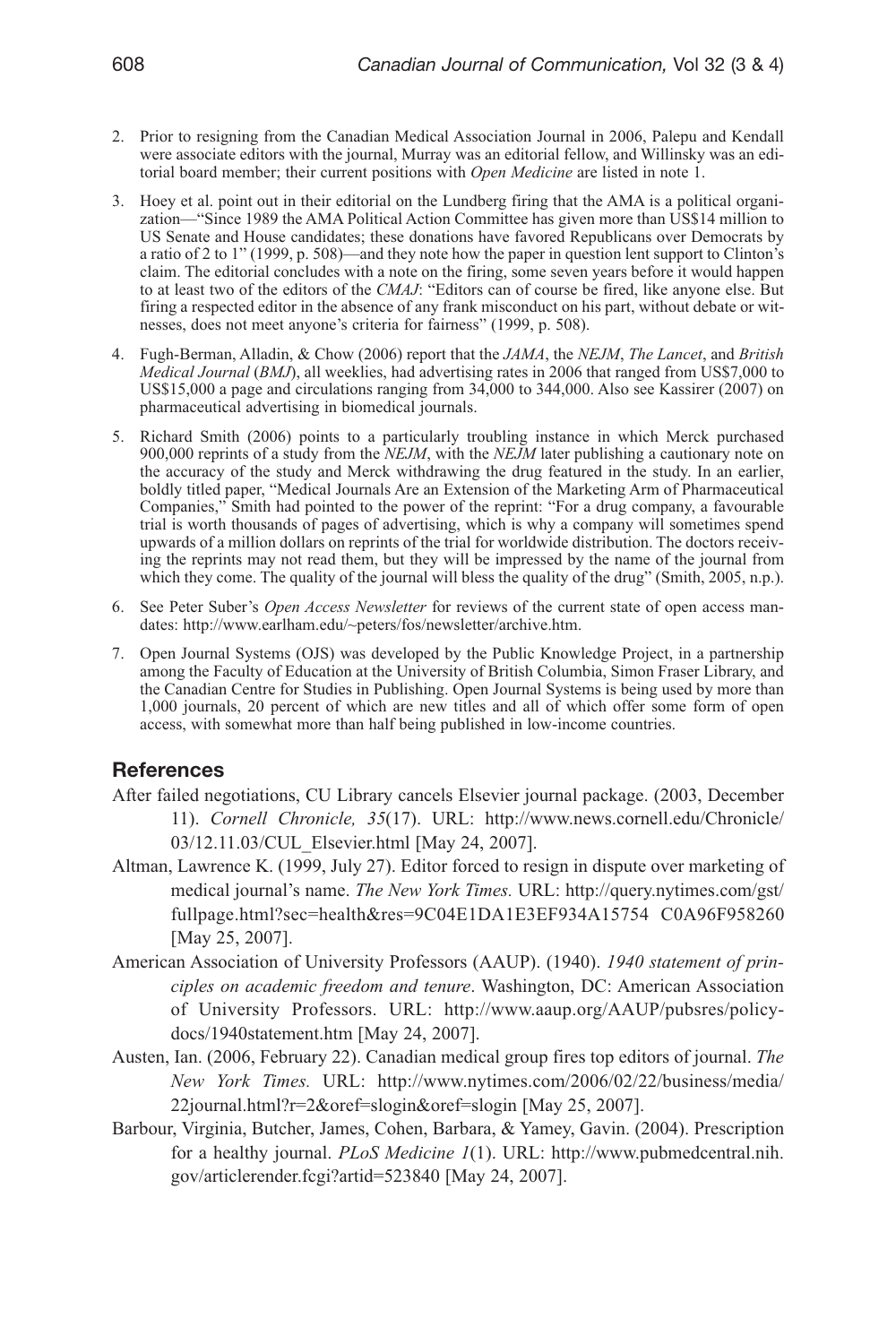2. Prior to resigning from the Canadian Medical Association Journal in 2006, Palepu and Kendall were associate editors with the journal, Murray was an editorial fellow, and Willinsky was an editorial board member; their current positions with *Open Medicine* are listed in note 1.

3. Hoey et al. point out in their editorial on the Lundberg firing that the AMA is a political organization—"Since 1989 the AMA Political Action Committee has given more than US$14 million to US Senate and House candidates; these donations have favored Republicans over Democrats by a ratio of 2 to 1" (1999, p. 508)—and they note how the paper in question lent support to Clinton's claim. The editorial concludes with a note on the firing, some seven years before it would happen to at least two of the editors of the *CMAJ*: "Editors can of course be fired, like anyone else. But firing a respected editor in the absence of any frank misconduct on his part, without debate or witnesses, does not meet anyone's criteria for fairness" (1999, p. 508).

4. Fugh-Berman, Alladin, & Chow (2006) report that the *JAMA*, the *NEJM*, *The Lancet*, and *British Medical Journal* (*BMJ*), all weeklies, had advertising rates in 2006 that ranged from US$7,000 to US$15,000 a page and circulations ranging from 34,000 to 344,000. Also see Kassirer (2007) on pharmaceutical advertising in biomedical journals.

5. Richard Smith (2006) points to a particularly troubling instance in which Merck purchased 900,000 reprints of a study from the *NEJM*, with the *NEJM* later publishing a cautionary note on the accuracy of the study and Merck withdrawing the drug featured in the study. In an earlier, boldly titled paper, "Medical Journals Are an Extension of the Marketing Arm of Pharmaceutical Companies," Smith had pointed to the power of the reprint: "For a drug company, a favourable trial is worth thousands of pages of advertising, which is why a company will sometimes spend upwards of a million dollars on reprints of the trial for worldwide distribution. The doctors receiving the reprints may not read them, but they will be impressed by the name of the journal from which they come. The quality of the journal will bless the quality of the drug" (Smith, 2005, n.p.).

6. See Peter Suber's *Open Access Newsletter* for reviews of the current state of open access mandates: http://www.earlham.edu/~peters/fos/newsletter/archive.htm.

7. Open Journal Systems (OJS) was developed by the Public Knowledge Project, in a partnership among the Faculty of Education at the University of British Columbia, Simon Fraser Library, and the Canadian Centre for Studies in Publishing. Open Journal Systems is being used by more than 1,000 journals, 20 percent of which are new titles and all of which offer some form of open access, with somewhat more than half being published in low-income countries.

## References

After failed negotiations, CU Library cancels Elsevier journal package. (2003, December 11). *Cornell Chronicle, 35*(17). URL: http://www.news.cornell.edu/Chronicle/03/12.11.03/CUL_Elsevier.html [May 24, 2007].

Altman, Lawrence K. (1999, July 27). Editor forced to resign in dispute over marketing of medical journal's name. *The New York Times.* URL: http://query.nytimes.com/gst/fullpage.html?sec=health&res=9C04E1DA1E3EF934A15754 C0A96F958260 [May 25, 2007].

American Association of University Professors (AAUP). (1940). *1940 statement of principles on academic freedom and tenure*. Washington, DC: American Association of University Professors. URL: http://www.aaup.org/AAUP/pubsres/policydocs/1940statement.htm [May 24, 2007].

Austen, Ian. (2006, February 22). Canadian medical group fires top editors of journal. *The New York Times.* URL: http://www.nytimes.com/2006/02/22/business/media/22journal.html?r=2&oref=slogin&oref=slogin [May 25, 2007].

Barbour, Virginia, Butcher, James, Cohen, Barbara, & Yamey, Gavin. (2004). Prescription for a healthy journal. *PLoS Medicine 1*(1). URL: http://www.pubmedcentral.nih.gov/articlerender.fcgi?artid=523840 [May 24, 2007].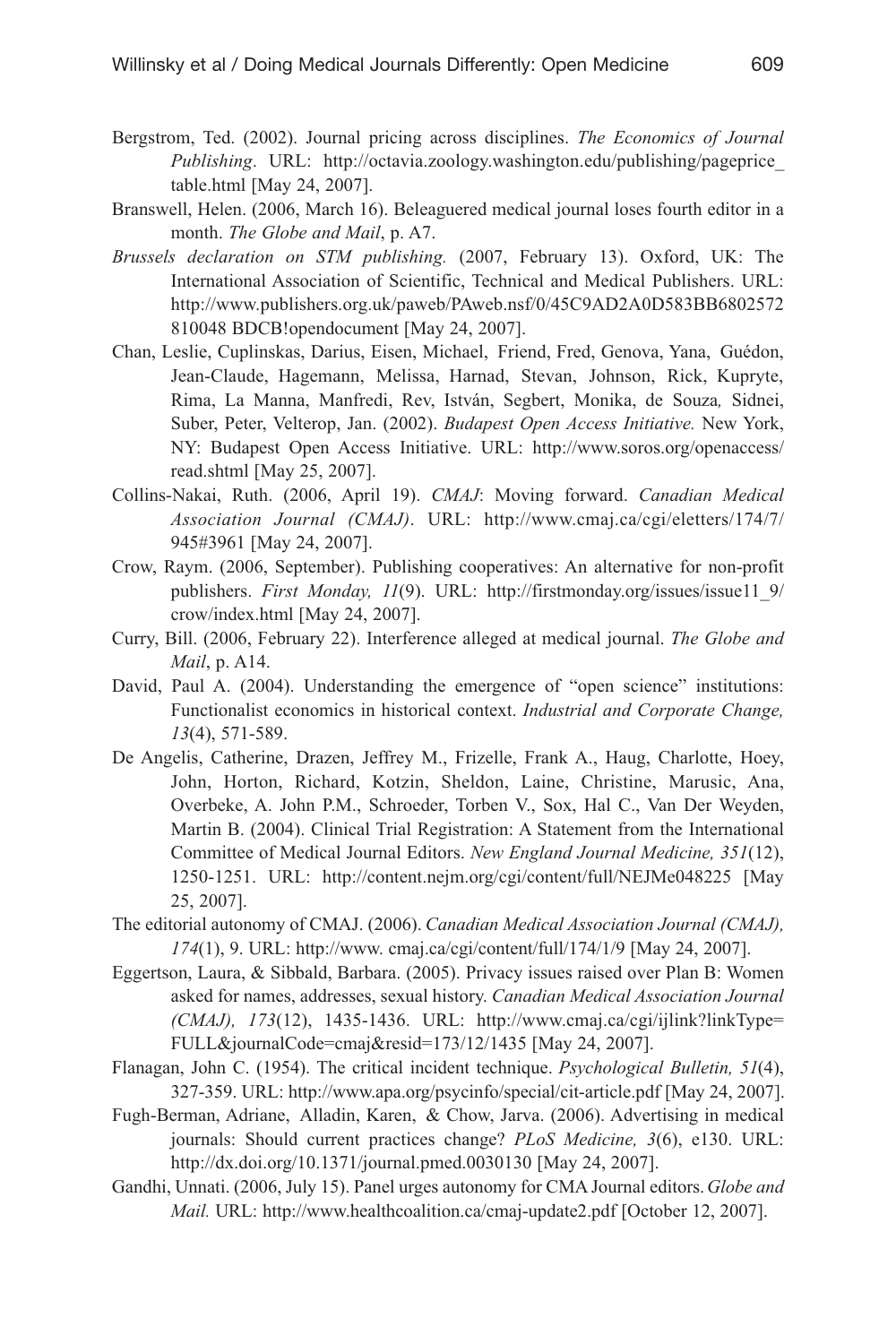Bergstrom, Ted. (2002). Journal pricing across disciplines. *The Economics of Journal Publishing*. URL: http://octavia.zoology.washington.edu/publishing/pageprice_table.html [May 24, 2007].

Branswell, Helen. (2006, March 16). Beleaguered medical journal loses fourth editor in a month. *The Globe and Mail*, p. A7.

*Brussels declaration on STM publishing.* (2007, February 13). Oxford, UK: The International Association of Scientific, Technical and Medical Publishers. URL: http://www.publishers.org.uk/paweb/PAweb.nsf/0/45C9AD2A0D583BB6802572810048 BDCB!opendocument [May 24, 2007].

Chan, Leslie, Cuplinskas, Darius, Eisen, Michael, Friend, Fred, Genova, Yana, Guédon, Jean-Claude, Hagemann, Melissa, Harnad, Stevan, Johnson, Rick, Kupryte, Rima, La Manna, Manfredi, Rev, István, Segbert, Monika, de Souza, Sidnei, Suber, Peter, Velterop, Jan. (2002). *Budapest Open Access Initiative.* New York, NY: Budapest Open Access Initiative. URL: http://www.soros.org/openaccess/read.shtml [May 25, 2007].

Collins-Nakai, Ruth. (2006, April 19). *CMAJ*: Moving forward. *Canadian Medical Association Journal (CMAJ)*. URL: http://www.cmaj.ca/cgi/eletters/174/7/945#3961 [May 24, 2007].

Crow, Raym. (2006, September). Publishing cooperatives: An alternative for non-profit publishers. *First Monday, 11*(9). URL: http://firstmonday.org/issues/issue11_9/crow/index.html [May 24, 2007].

Curry, Bill. (2006, February 22). Interference alleged at medical journal. *The Globe and Mail*, p. A14.

David, Paul A. (2004). Understanding the emergence of "open science" institutions: Functionalist economics in historical context. *Industrial and Corporate Change, 13*(4), 571-589.

De Angelis, Catherine, Drazen, Jeffrey M., Frizelle, Frank A., Haug, Charlotte, Hoey, John, Horton, Richard, Kotzin, Sheldon, Laine, Christine, Marusic, Ana, Overbeke, A. John P.M., Schroeder, Torben V., Sox, Hal C., Van Der Weyden, Martin B. (2004). Clinical Trial Registration: A Statement from the International Committee of Medical Journal Editors. *New England Journal Medicine, 351*(12), 1250-1251. URL: http://content.nejm.org/cgi/content/full/NEJMe048225 [May 25, 2007].

The editorial autonomy of CMAJ. (2006). *Canadian Medical Association Journal (CMAJ), 174*(1), 9. URL: http://www. cmaj.ca/cgi/content/full/174/1/9 [May 24, 2007].

Eggertson, Laura, & Sibbald, Barbara. (2005). Privacy issues raised over Plan B: Women asked for names, addresses, sexual history. *Canadian Medical Association Journal (CMAJ), 173*(12), 1435-1436. URL: http://www.cmaj.ca/cgi/ijlink?linkType=FULL&journalCode=cmaj&resid=173/12/1435 [May 24, 2007].

Flanagan, John C. (1954). The critical incident technique. *Psychological Bulletin, 51*(4), 327-359. URL: http://www.apa.org/psycinfo/special/cit-article.pdf [May 24, 2007].

Fugh-Berman, Adriane, Alladin, Karen, & Chow, Jarva. (2006). Advertising in medical journals: Should current practices change? *PLoS Medicine, 3*(6), e130. URL: http://dx.doi.org/10.1371/journal.pmed.0030130 [May 24, 2007].

Gandhi, Unnati. (2006, July 15). Panel urges autonomy for CMA Journal editors. *Globe and Mail.* URL: http://www.healthcoalition.ca/cmaj-update2.pdf [October 12, 2007].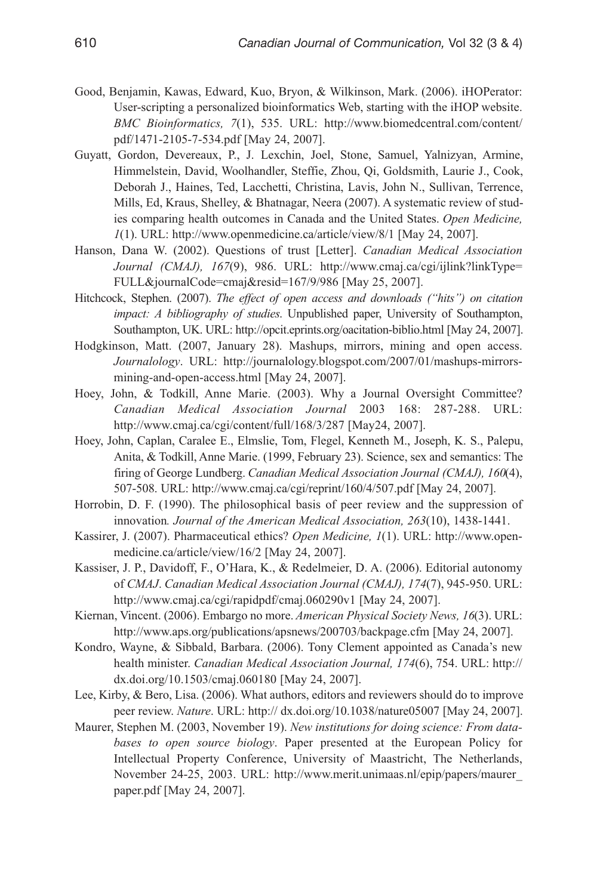Good, Benjamin, Kawas, Edward, Kuo, Bryon, & Wilkinson, Mark. (2006). iHOPerator: User-scripting a personalized bioinformatics Web, starting with the iHOP website. *BMC Bioinformatics, 7*(1), 535. URL: http://www.biomedcentral.com/content/pdf/1471-2105-7-534.pdf [May 24, 2007].

Guyatt, Gordon, Devereaux, P., J. Lexchin, Joel, Stone, Samuel, Yalnizyan, Armine, Himmelstein, David, Woolhandler, Steffie, Zhou, Qi, Goldsmith, Laurie J., Cook, Deborah J., Haines, Ted, Lacchetti, Christina, Lavis, John N., Sullivan, Terrence, Mills, Ed, Kraus, Shelley, & Bhatnagar, Neera (2007). A systematic review of studies comparing health outcomes in Canada and the United States. *Open Medicine, 1*(1). URL: http://www.openmedicine.ca/article/view/8/1 [May 24, 2007].

Hanson, Dana W. (2002). Questions of trust [Letter]. *Canadian Medical Association Journal (CMAJ), 167*(9), 986. URL: http://www.cmaj.ca/cgi/ijlink?linkType=FULL&journalCode=cmaj&resid=167/9/986 [May 25, 2007].

Hitchcock, Stephen. (2007). *The effect of open access and downloads ("hits") on citation impact: A bibliography of studies.* Unpublished paper, University of Southampton, Southampton, UK. URL: http://opcit.eprints.org/oacitation-biblio.html [May 24, 2007].

Hodgkinson, Matt. (2007, January 28). Mashups, mirrors, mining and open access. *Journalology*. URL: http://journalology.blogspot.com/2007/01/mashups-mirrors-mining-and-open-access.html [May 24, 2007].

Hoey, John, & Todkill, Anne Marie. (2003). Why a Journal Oversight Committee? *Canadian Medical Association Journal* 2003 168: 287-288. URL: http://www.cmaj.ca/cgi/content/full/168/3/287 [May24, 2007].

Hoey, John, Caplan, Caralee E., Elmslie, Tom, Flegel, Kenneth M., Joseph, K. S., Palepu, Anita, & Todkill, Anne Marie. (1999, February 23). Science, sex and semantics: The firing of George Lundberg. *Canadian Medical Association Journal (CMAJ), 160*(4), 507-508. URL: http://www.cmaj.ca/cgi/reprint/160/4/507.pdf [May 24, 2007].

Horrobin, D. F. (1990). The philosophical basis of peer review and the suppression of innovation*. Journal of the American Medical Association, 263*(10), 1438-1441.

Kassirer, J. (2007). Pharmaceutical ethics? *Open Medicine, 1*(1). URL: http://www.openmedicine.ca/article/view/16/2 [May 24, 2007].

Kassiser, J. P., Davidoff, F., O'Hara, K., & Redelmeier, D. A. (2006). Editorial autonomy of *CMAJ*. *Canadian Medical Association Journal (CMAJ), 174*(7), 945-950. URL: http://www.cmaj.ca/cgi/rapidpdf/cmaj.060290v1 [May 24, 2007].

Kiernan, Vincent. (2006). Embargo no more. *American Physical Society News, 16*(3). URL: http://www.aps.org/publications/apsnews/200703/backpage.cfm [May 24, 2007].

Kondro, Wayne, & Sibbald, Barbara. (2006). Tony Clement appointed as Canada's new health minister. *Canadian Medical Association Journal, 174*(6), 754. URL: http://dx.doi.org/10.1503/cmaj.060180 [May 24, 2007].

Lee, Kirby, & Bero, Lisa. (2006). What authors, editors and reviewers should do to improve peer review. *Nature*. URL: http:// dx.doi.org/10.1038/nature05007 [May 24, 2007].

Maurer, Stephen M. (2003, November 19). *New institutions for doing science: From databases to open source biology*. Paper presented at the European Policy for Intellectual Property Conference, University of Maastricht, The Netherlands, November 24-25, 2003. URL: http://www.merit.unimaas.nl/epip/papers/maurer_paper.pdf [May 24, 2007].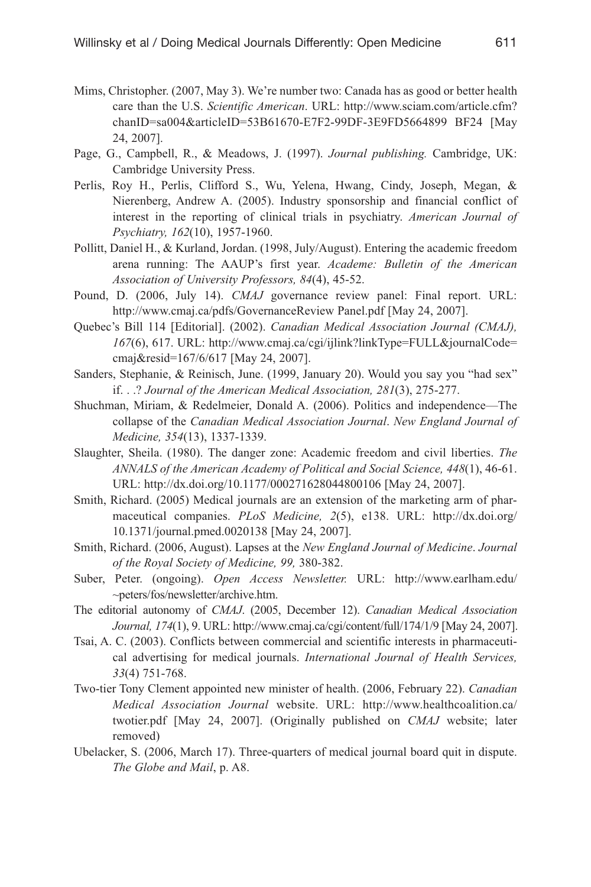Mims, Christopher. (2007, May 3). We're number two: Canada has as good or better health care than the U.S. *Scientific American*. URL: http://www.sciam.com/article.cfm?chanID=sa004&articleID=53B61670-E7F2-99DF-3E9FD5664899 BF24 [May 24, 2007].

Page, G., Campbell, R., & Meadows, J. (1997). *Journal publishing.* Cambridge, UK: Cambridge University Press.

Perlis, Roy H., Perlis, Clifford S., Wu, Yelena, Hwang, Cindy, Joseph, Megan, & Nierenberg, Andrew A. (2005). Industry sponsorship and financial conflict of interest in the reporting of clinical trials in psychiatry. *American Journal of Psychiatry, 162*(10), 1957-1960.

Pollitt, Daniel H., & Kurland, Jordan. (1998, July/August). Entering the academic freedom arena running: The AAUP's first year. *Academe: Bulletin of the American Association of University Professors, 84*(4), 45-52.

Pound, D. (2006, July 14). *CMAJ* governance review panel: Final report. URL: http://www.cmaj.ca/pdfs/GovernanceReview Panel.pdf [May 24, 2007].

Quebec's Bill 114 [Editorial]. (2002). *Canadian Medical Association Journal (CMAJ), 167*(6), 617. URL: http://www.cmaj.ca/cgi/ijlink?linkType=FULL&journalCode=cmaj&resid=167/6/617 [May 24, 2007].

Sanders, Stephanie, & Reinisch, June. (1999, January 20). Would you say you "had sex" if. . .? *Journal of the American Medical Association, 281*(3), 275-277.

Shuchman, Miriam, & Redelmeier, Donald A. (2006). Politics and independence—The collapse of the *Canadian Medical Association Journal*. *New England Journal of Medicine, 354*(13), 1337-1339.

Slaughter, Sheila. (1980). The danger zone: Academic freedom and civil liberties. *The ANNALS of the American Academy of Political and Social Science, 448*(1), 46-61. URL: http://dx.doi.org/10.1177/000271628044800106 [May 24, 2007].

Smith, Richard. (2005) Medical journals are an extension of the marketing arm of pharmaceutical companies. *PLoS Medicine, 2*(5), e138. URL: http://dx.doi.org/10.1371/journal.pmed.0020138 [May 24, 2007].

Smith, Richard. (2006, August). Lapses at the *New England Journal of Medicine*. *Journal of the Royal Society of Medicine, 99,* 380-382.

Suber, Peter. (ongoing). *Open Access Newsletter.* URL: http://www.earlham.edu/~peters/fos/newsletter/archive.htm.

The editorial autonomy of *CMAJ*. (2005, December 12). *Canadian Medical Association Journal, 174*(1), 9. URL: http://www.cmaj.ca/cgi/content/full/174/1/9 [May 24, 2007].

Tsai, A. C. (2003). Conflicts between commercial and scientific interests in pharmaceutical advertising for medical journals. *International Journal of Health Services, 33*(4) 751-768.

Two-tier Tony Clement appointed new minister of health. (2006, February 22). *Canadian Medical Association Journal* website. URL: http://www.healthcoalition.ca/twotier.pdf [May 24, 2007]. (Originally published on *CMAJ* website; later removed)

Ubelacker, S. (2006, March 17). Three-quarters of medical journal board quit in dispute. *The Globe and Mail*, p. A8.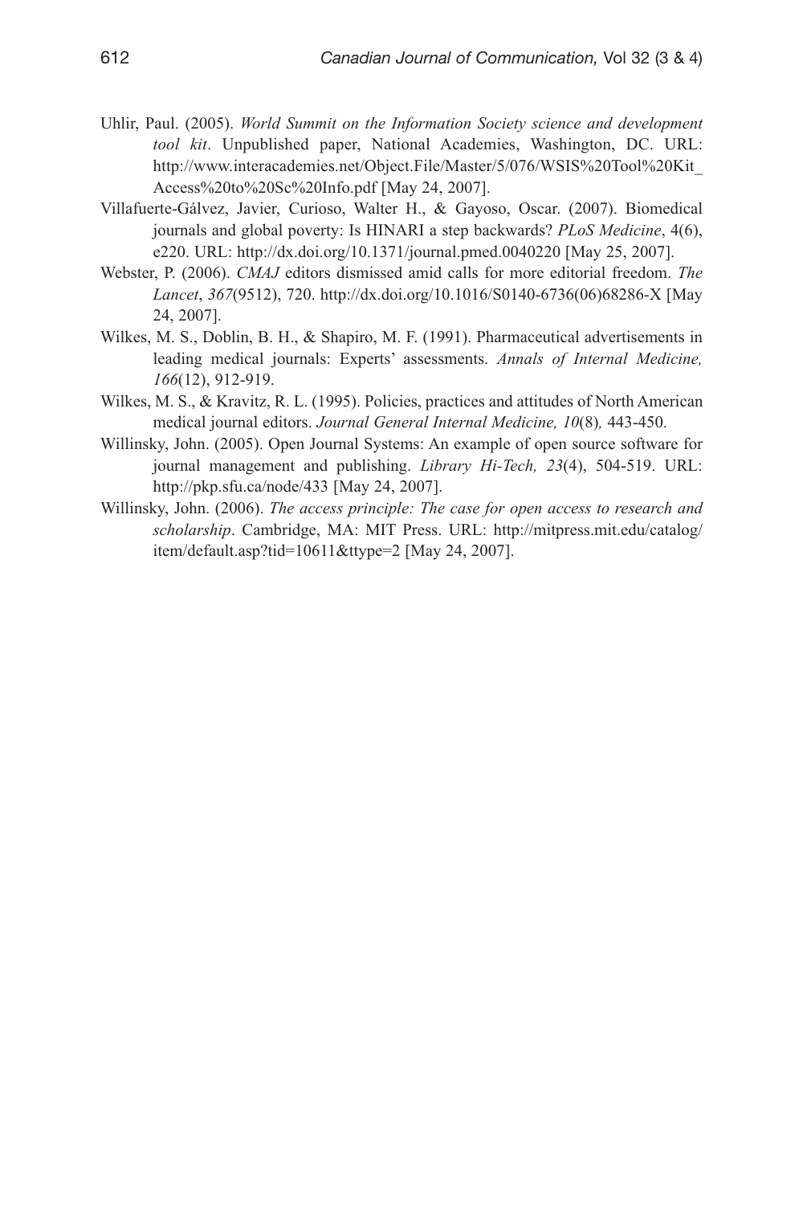Uhlir, Paul. (2005). *World Summit on the Information Society science and development tool kit*. Unpublished paper, National Academies, Washington, DC. URL: http://www.interacademies.net/Object.File/Master/5/076/WSIS%20Tool%20Kit_Access%20to%20Sc%20Info.pdf [May 24, 2007].

Villafuerte-Gálvez, Javier, Curioso, Walter H., & Gayoso, Oscar. (2007). Biomedical journals and global poverty: Is HINARI a step backwards? *PLoS Medicine*, 4(6), e220. URL: http://dx.doi.org/10.1371/journal.pmed.0040220 [May 25, 2007].

Webster, P. (2006). *CMAJ* editors dismissed amid calls for more editorial freedom. *The Lancet*, *367*(9512), 720. http://dx.doi.org/10.1016/S0140-6736(06)68286-X [May 24, 2007].

Wilkes, M. S., Doblin, B. H., & Shapiro, M. F. (1991). Pharmaceutical advertisements in leading medical journals: Experts' assessments. *Annals of Internal Medicine, 166*(12), 912-919.

Wilkes, M. S., & Kravitz, R. L. (1995). Policies, practices and attitudes of North American medical journal editors. *Journal General Internal Medicine, 10*(8)*,* 443-450.

Willinsky, John. (2005). Open Journal Systems: An example of open source software for journal management and publishing. *Library Hi-Tech, 23*(4), 504-519. URL: http://pkp.sfu.ca/node/433 [May 24, 2007].

Willinsky, John. (2006). *The access principle: The case for open access to research and scholarship*. Cambridge, MA: MIT Press. URL: http://mitpress.mit.edu/catalog/item/default.asp?tid=10611&ttype=2 [May 24, 2007].